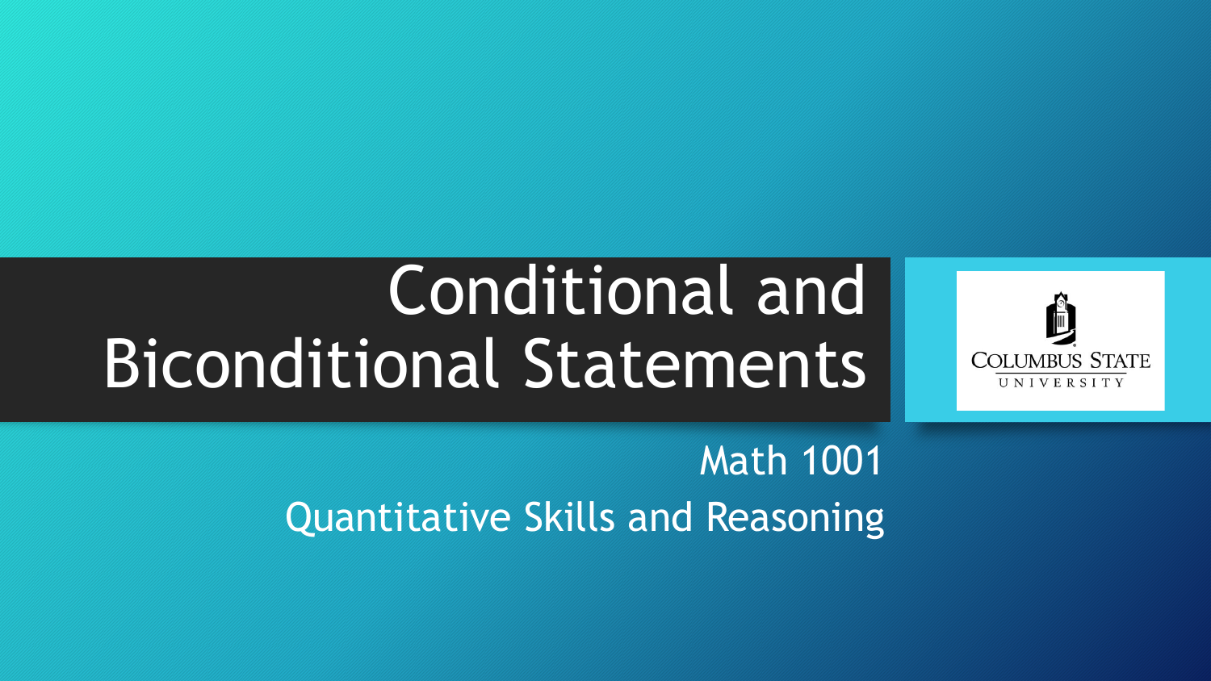# Conditional and Biconditional Statements

Math 1001

Quantitative Skills and Reasoning

COLUMBUS STATE UNIVERSITY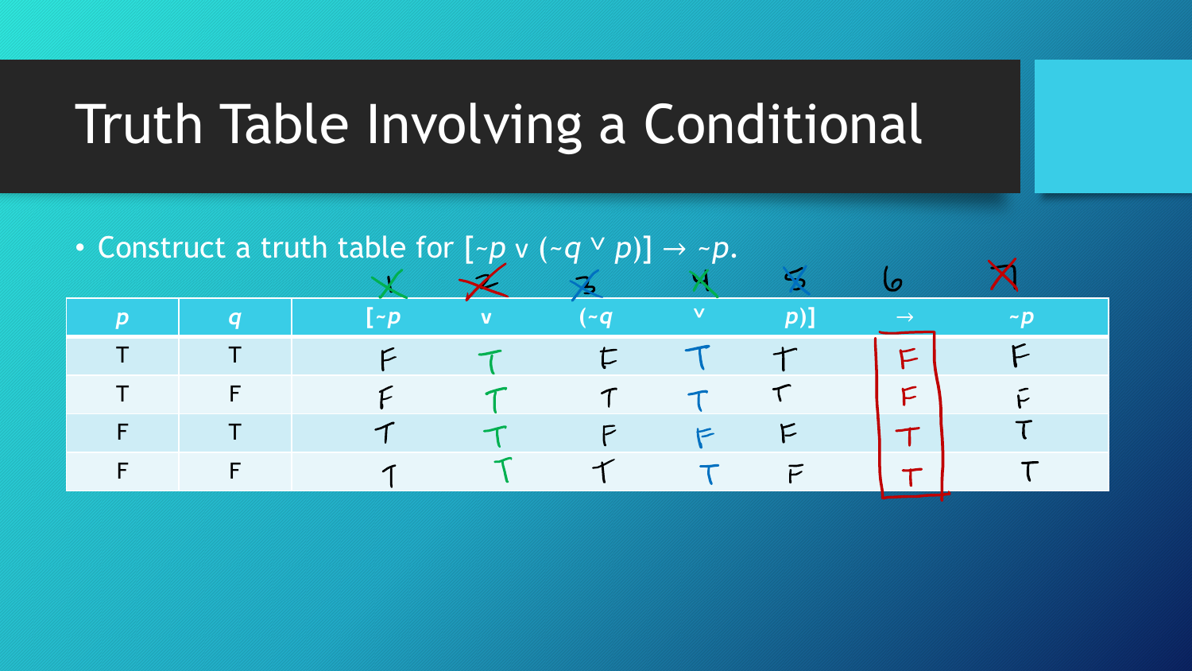# Truth Table Involving a Conditional

- Construct a truth table for $[\sim p \vee (\sim q \vee p)] \rightarrow \sim p$.

| | | 1 | 2 | 3 | 4 | 5 | 6 | 7 |
|---|---|---|---|---|---|---|---|---|
| $p$ | $q$ | $[\sim p$ | $\vee$ | $(\sim q$ | $\vee$ | $p)]$ | $\rightarrow$ | $\sim p$ |
| T | T | F | T | F | T | T | F | F |
| T | F | F | T | T | T | T | F | F |
| F | T | T | T | F | F | F | T | T |
| F | F | T | T | T | T | F | T | T |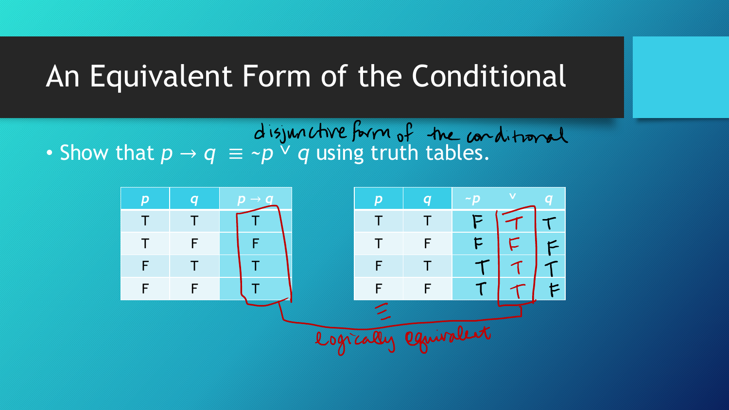# An Equivalent Form of the Conditional

disjunctive form of the conditional

- Show that $p \rightarrow q \equiv {\sim}p \vee q$ using truth tables.

| $p$ | $q$ | $p \rightarrow q$ |
|---|---|---|
| T | T | T |
| T | F | F |
| F | T | T |
| F | F | T |

| $p$ | $q$ | ${\sim}p$ | $\vee$ | $q$ |
|---|---|---|---|---|
| T | T | F | T | T |
| T | F | F | F | F |
| F | T | T | T | T |
| F | F | T | T | F |

$\equiv$ logically equivalent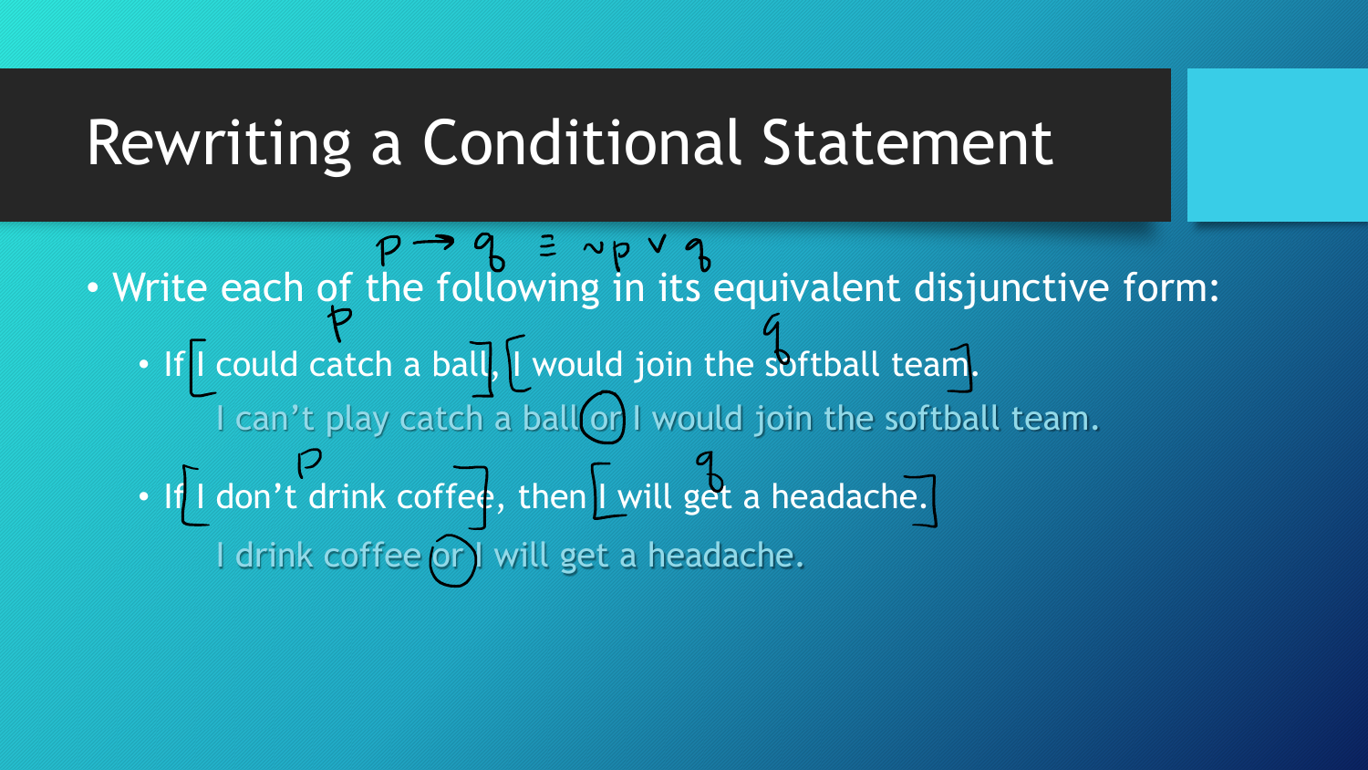# Rewriting a Conditional Statement

$p \to q \equiv \sim p \vee q$

- Write each of the following in its equivalent disjunctive form:
  - If I could catch a ball, I would join the softball team.
    
    I can't play catch a ball or I would join the softball team.
  - If I don't drink coffee, then I will get a headache.
    
    I drink coffee or I will get a headache.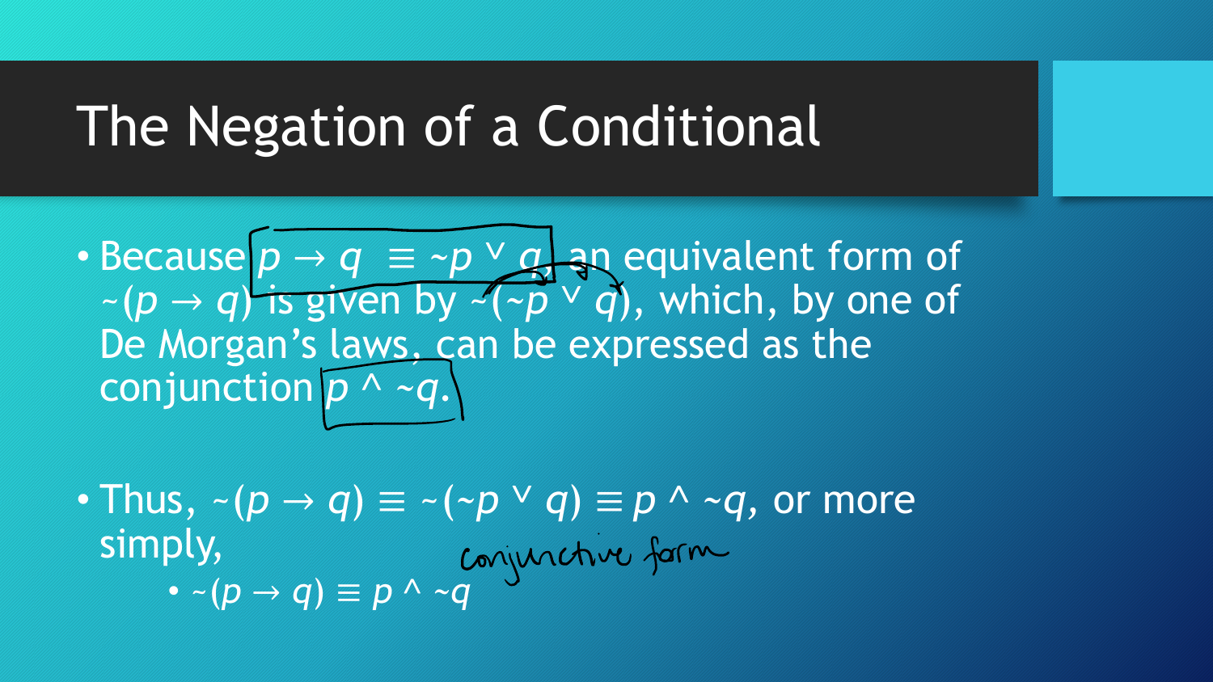# The Negation of a Conditional

- Because $p \rightarrow q \equiv {\sim}p \vee q$, an equivalent form of ${\sim}(p \rightarrow q)$ is given by ${\sim}({\sim}p \vee q)$, which, by one of De Morgan's laws, can be expressed as the conjunction $p \wedge {\sim}q$.

- Thus, ${\sim}(p \rightarrow q) \equiv {\sim}({\sim}p \vee q) \equiv p \wedge {\sim}q$, or more simply,
  - ${\sim}(p \rightarrow q) \equiv p \wedge {\sim}q$

conjunctive form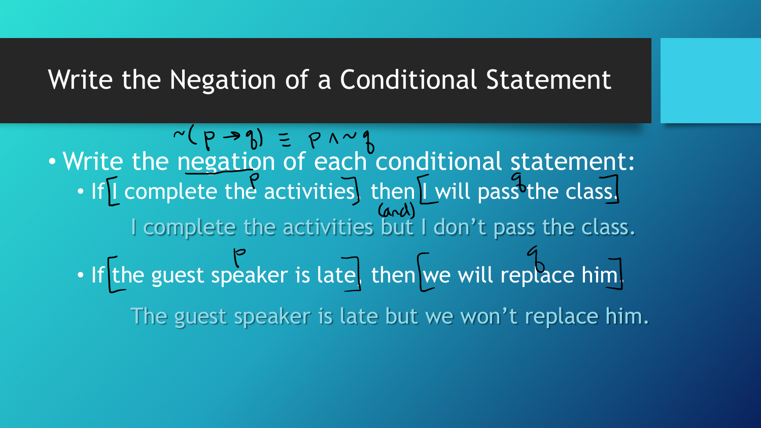# Write the Negation of a Conditional Statement

$\sim(p \rightarrow q) \equiv p \wedge \sim q$

- Write the negation of each conditional statement:
  - If [I complete the activities], then [I will pass the class].

    I complete the activities but (and) I don't pass the class.

  - If [the guest speaker is late], then [we will replace him].

    The guest speaker is late but we won't replace him.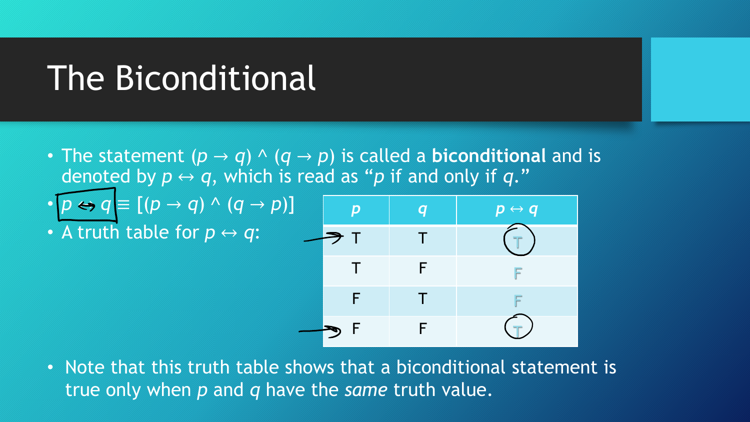# The Biconditional

- The statement $(p \rightarrow q) \wedge (q \rightarrow p)$ is called a **biconditional** and is denoted by $p \leftrightarrow q$, which is read as "*p* if and only if *q*."
- $p \leftrightarrow q \equiv [(p \rightarrow q) \wedge (q \rightarrow p)]$
- A truth table for $p \leftrightarrow q$:

| $p$ | $q$ | $p \leftrightarrow q$ |
|---|---|---|
| T | T | T |
| T | F | F |
| F | T | F |
| F | F | T |

- Note that this truth table shows that a biconditional statement is true only when $p$ and $q$ have the *same* truth value.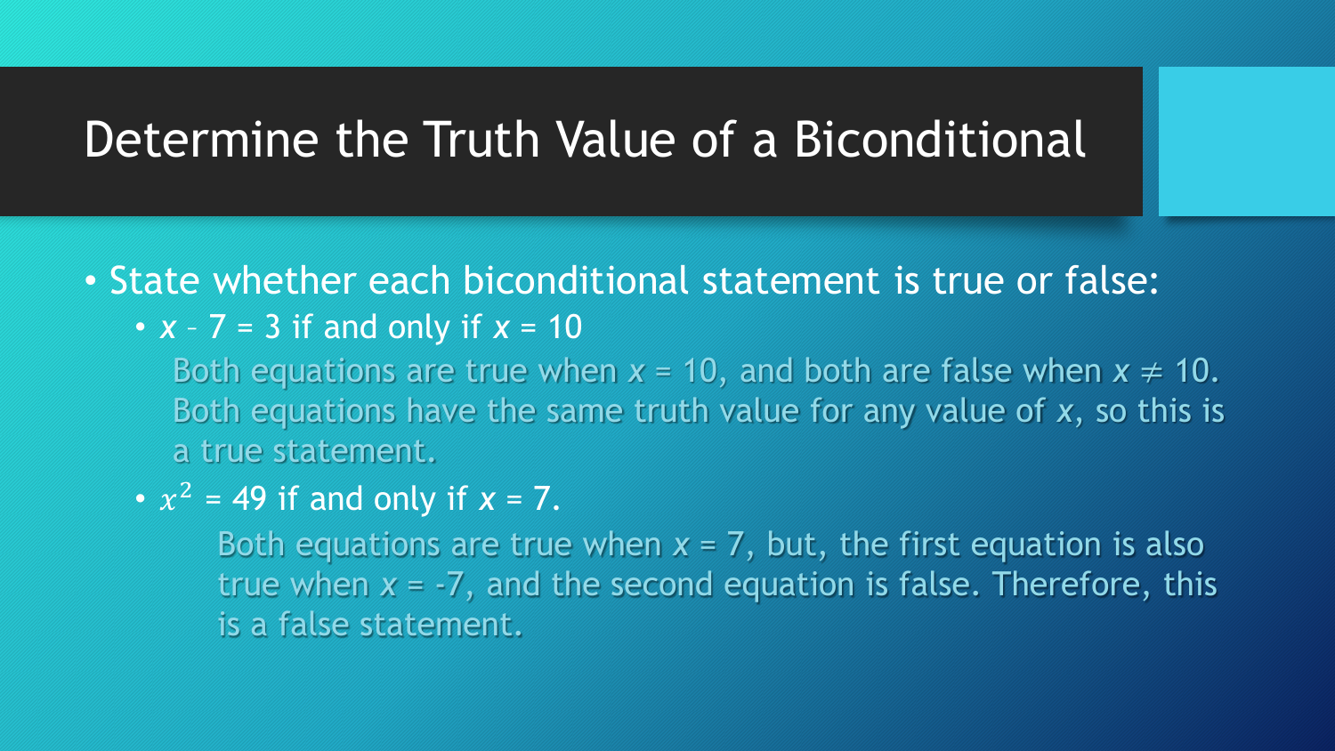# Determine the Truth Value of a Biconditional

- State whether each biconditional statement is true or false:
  - $x - 7 = 3$ if and only if $x = 10$

    Both equations are true when $x = 10$, and both are false when $x \neq 10$. Both equations have the same truth value for any value of $x$, so this is a true statement.

  - $x^2 = 49$ if and only if $x = 7$.

    Both equations are true when $x = 7$, but, the first equation is also true when $x = -7$, and the second equation is false. Therefore, this is a false statement.